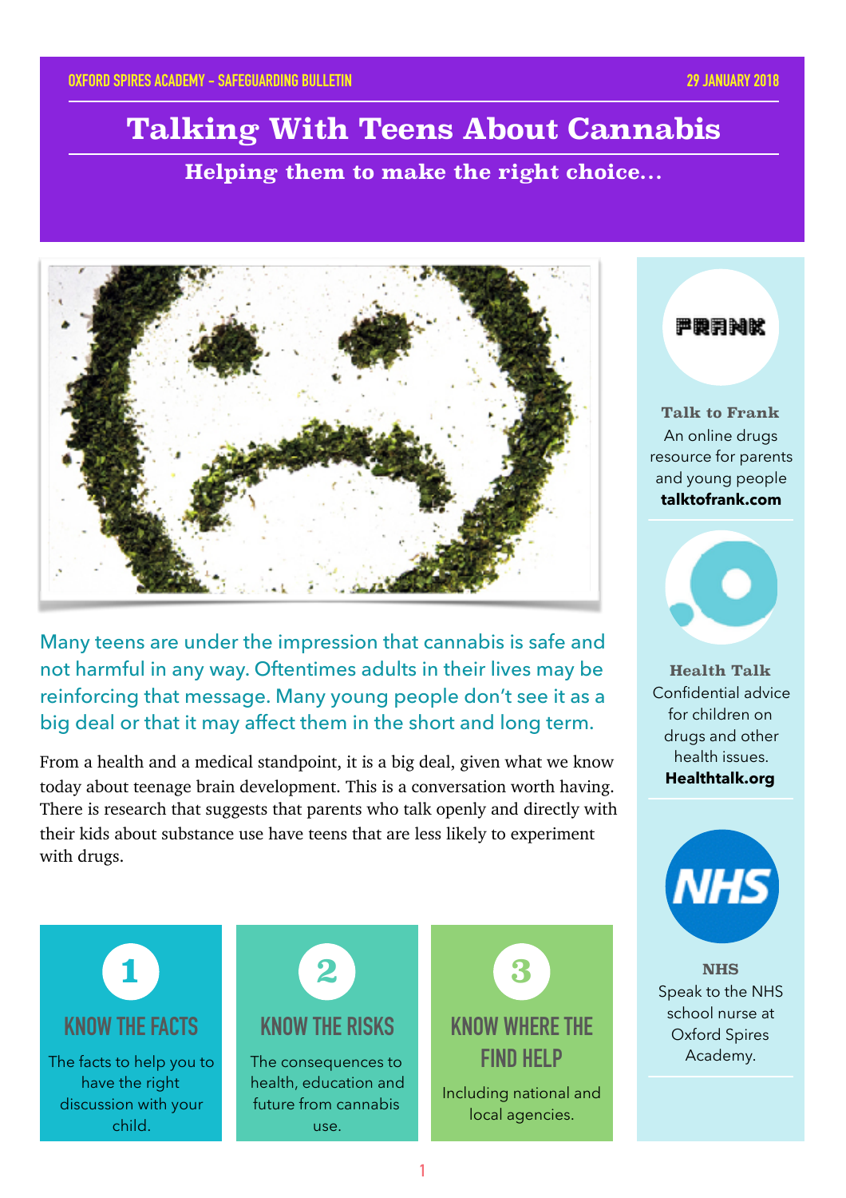OXFORD SPIRES ACADEMY - SAFEGUARDING BULLETIN

29 JANUARY 2018

# Talking With Teens About Cannabis

## Helping them to make the right choice…

Many teens are under the impression that cannabis is safe and not harmful in any way. Oftentimes adults in their lives may be reinforcing that message. Many young people don't see it as a big deal or that it may affect them in the short and long term.

From a health and a medical standpoint, it is a big deal, given what we know today about teenage brain development. This is a conversation worth having. There is research that suggests that parents who talk openly and directly with their kids about substance use have teens that are less likely to experiment with drugs.

### 1 KNOW THE FACTS

The facts to help you to have the right discussion with your child.

### 2 KNOW THE RISKS

The consequences to health, education and future from cannabis use.

### 3 KNOW WHERE THE FIND HELP

Including national and local agencies.

---

FRANK

**Talk to Frank**
An online drugs resource for parents and young people
**talktofrank.com**

**Health Talk**
Confidential advice for children on drugs and other health issues.
**Healthtalk.org**

NHS

**NHS**
Speak to the NHS school nurse at Oxford Spires Academy.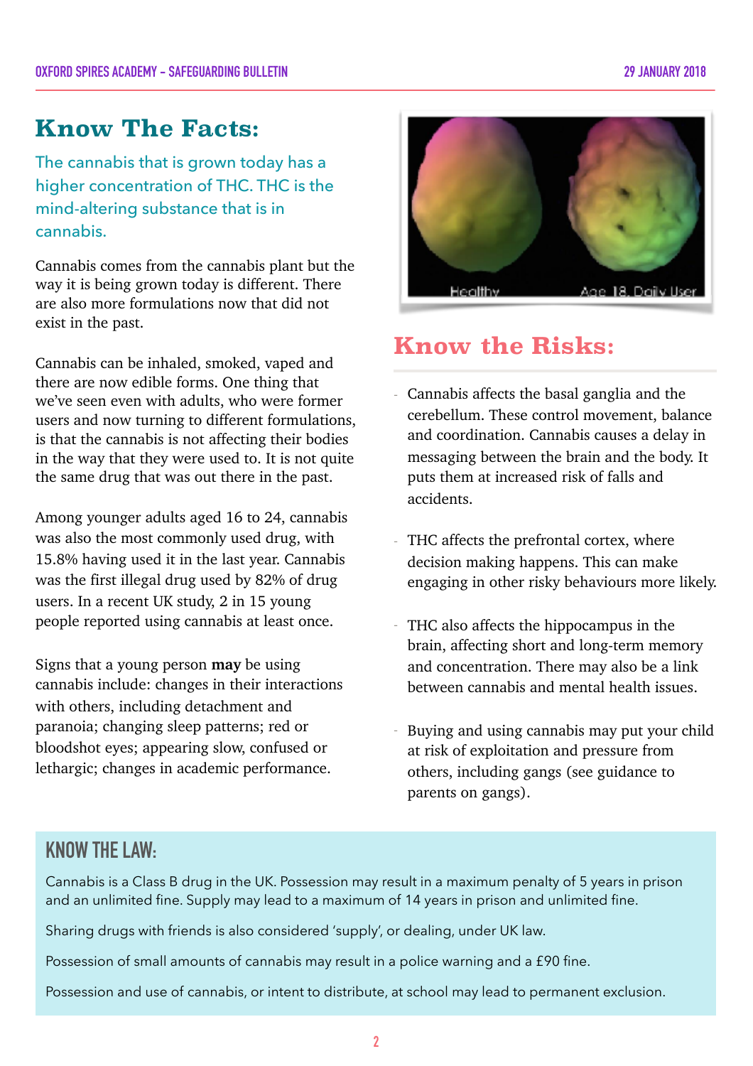## Know The Facts:

The cannabis that is grown today has a higher concentration of THC. THC is the mind-altering substance that is in cannabis.

Cannabis comes from the cannabis plant but the way it is being grown today is different. There are also more formulations now that did not exist in the past.

Cannabis can be inhaled, smoked, vaped and there are now edible forms. One thing that we've seen even with adults, who were former users and now turning to different formulations, is that the cannabis is not affecting their bodies in the way that they were used to. It is not quite the same drug that was out there in the past.

Among younger adults aged 16 to 24, cannabis was also the most commonly used drug, with 15.8% having used it in the last year. Cannabis was the first illegal drug used by 82% of drug users. In a recent UK study, 2 in 15 young people reported using cannabis at least once.

Signs that a young person **may** be using cannabis include: changes in their interactions with others, including detachment and paranoia; changing sleep patterns; red or bloodshot eyes; appearing slow, confused or lethargic; changes in academic performance.

Healthy

Age 18, Daily User

## Know the Risks:

- Cannabis affects the basal ganglia and the cerebellum. These control movement, balance and coordination. Cannabis causes a delay in messaging between the brain and the body. It puts them at increased risk of falls and accidents.
- THC affects the prefrontal cortex, where decision making happens. This can make engaging in other risky behaviours more likely.
- THC also affects the hippocampus in the brain, affecting short and long-term memory and concentration. There may also be a link between cannabis and mental health issues.
- Buying and using cannabis may put your child at risk of exploitation and pressure from others, including gangs (see guidance to parents on gangs).

## KNOW THE LAW:

Cannabis is a Class B drug in the UK. Possession may result in a maximum penalty of 5 years in prison and an unlimited fine. Supply may lead to a maximum of 14 years in prison and unlimited fine.

Sharing drugs with friends is also considered 'supply', or dealing, under UK law.

Possession of small amounts of cannabis may result in a police warning and a £90 fine.

Possession and use of cannabis, or intent to distribute, at school may lead to permanent exclusion.